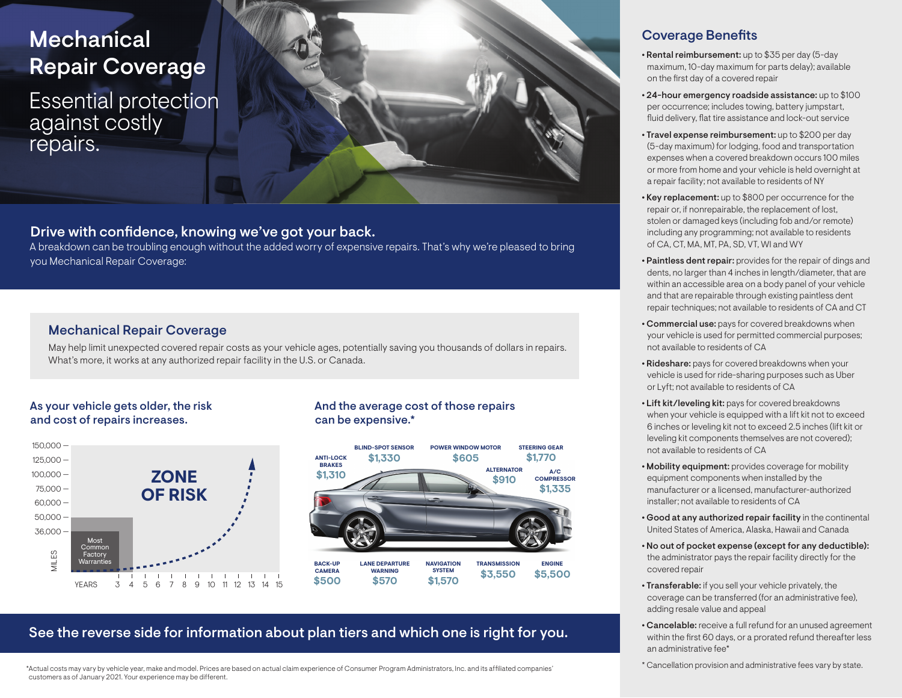# Mechanical Repair Coverage

Essential protection against costly repairs.

## Drive with confidence, knowing we've got your back.

A breakdown can be troubling enough without the added worry of expensive repairs. That's why we're pleased to bring you Mechanical Repair Coverage:

### Mechanical Repair Coverage

May help limit unexpected covered repair costs as your vehicle ages, potentially saving you thousands of dollars in repairs. What's more, it works at any authorized repair facility in the U.S. or Canada.

#### As your vehicle gets older, the risk and cost of repairs increases.

150,000
125,000
100,000
75,000
60,000
50,000
36,000
MILES
YEARS 3 4 5 6 7 8 9 10 11 12 13 14 15

ZONE OF RISK

Most Common Factory Warranties

#### And the average cost of those repairs can be expensive.*

ANTI-LOCK BRAKES $1,310
BLIND-SPOT SENSOR $1,330
POWER WINDOW MOTOR $605
STEERING GEAR $1,770
ALTERNATOR $910
A/C COMPRESSOR $1,335
BACK-UP CAMERA $500
LANE DEPARTURE WARNING $570
NAVIGATION SYSTEM $1,570
TRANSMISSION $3,550
ENGINE $5,500

**See the reverse side for information about plan tiers and which one is right for you.**

*Actual costs may vary by vehicle year, make and model. Prices are based on actual claim experience of Consumer Program Administrators, Inc. and its affiliated companies' customers as of January 2021. Your experience may be different.

## Coverage Benefits

- **Rental reimbursement:** up to $35 per day (5-day maximum, 10-day maximum for parts delay); available on the first day of a covered repair
- **24-hour emergency roadside assistance:** up to $100 per occurrence; includes towing, battery jumpstart, fluid delivery, flat tire assistance and lock-out service
- **Travel expense reimbursement:** up to $200 per day (5-day maximum) for lodging, food and transportation expenses when a covered breakdown occurs 100 miles or more from home and your vehicle is held overnight at a repair facility; not available to residents of NY
- **Key replacement:** up to $800 per occurrence for the repair or, if nonrepairable, the replacement of lost, stolen or damaged keys (including fob and/or remote) including any programming; not available to residents of CA, CT, MA, MT, PA, SD, VT, WI and WY
- **Paintless dent repair:** provides for the repair of dings and dents, no larger than 4 inches in length/diameter, that are within an accessible area on a body panel of your vehicle and that are repairable through existing paintless dent repair techniques; not available to residents of CA and CT
- **Commercial use:** pays for covered breakdowns when your vehicle is used for permitted commercial purposes; not available to residents of CA
- **Rideshare:** pays for covered breakdowns when your vehicle is used for ride-sharing purposes such as Uber or Lyft; not available to residents of CA
- **Lift kit/leveling kit:** pays for covered breakdowns when your vehicle is equipped with a lift kit not to exceed 6 inches or leveling kit not to exceed 2.5 inches (lift kit or leveling kit components themselves are not covered); not available to residents of CA
- **Mobility equipment:** provides coverage for mobility equipment components when installed by the manufacturer or a licensed, manufacturer-authorized installer; not available to residents of CA
- **Good at any authorized repair facility** in the continental United States of America, Alaska, Hawaii and Canada
- **No out of pocket expense (except for any deductible):** the administrator pays the repair facility directly for the covered repair
- **Transferable:** if you sell your vehicle privately, the coverage can be transferred (for an administrative fee), adding resale value and appeal
- **Cancelable:** receive a full refund for an unused agreement within the first 60 days, or a prorated refund thereafter less an administrative fee*

* Cancellation provision and administrative fees vary by state.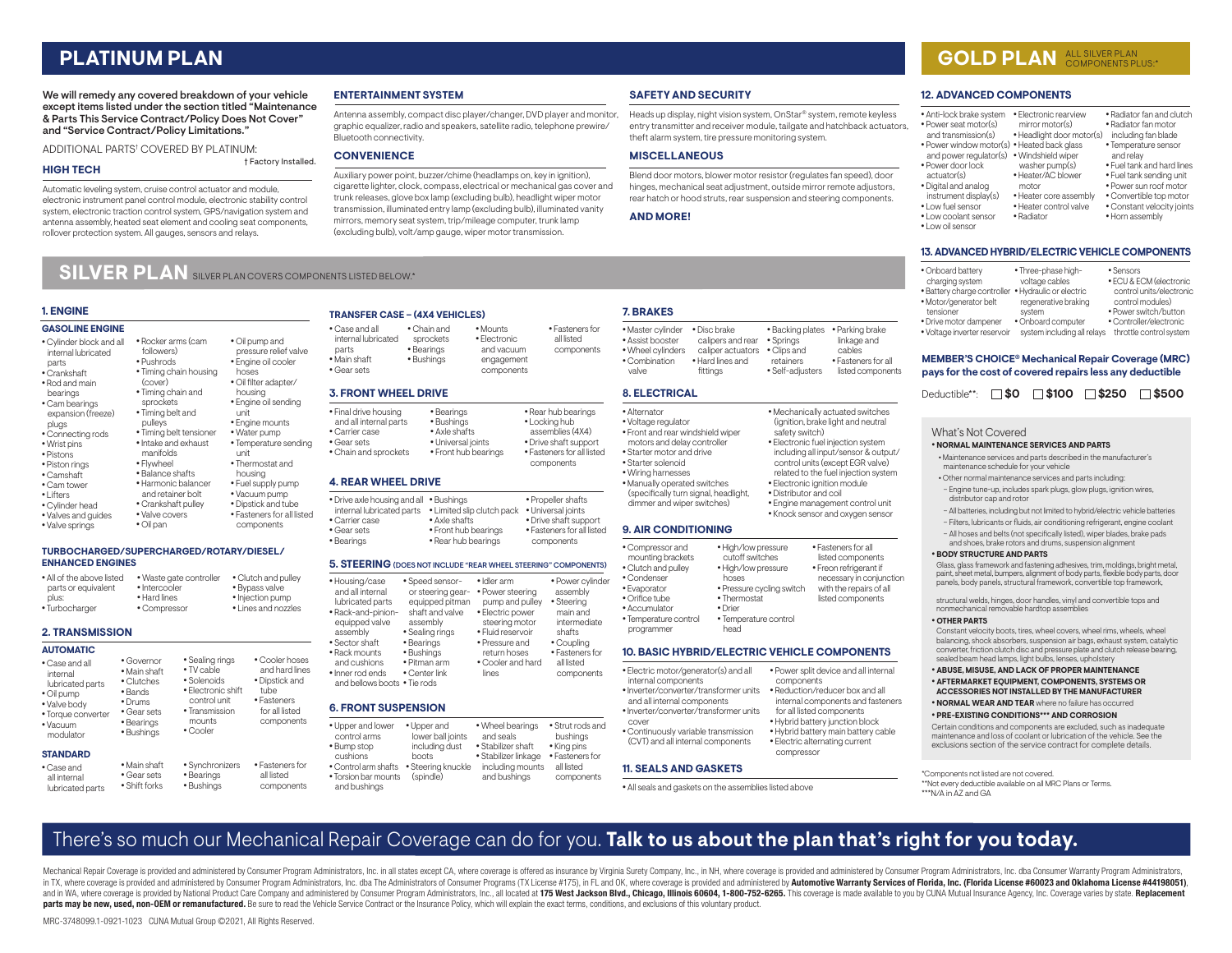# PLATINUM PLAN

**We will remedy any covered breakdown of your vehicle except items listed under the section titled "Maintenance & Parts This Service Contract/Policy Does Not Cover" and "Service Contract/Policy Limitations."**

ADDITIONAL PARTS† COVERED BY PLATINUM:

† Factory Installed.

### HIGH TECH

Automatic leveling system, cruise control actuator and module, electronic instrument panel control module, electronic stability control system, electronic traction control system, GPS/navigation system and antenna assembly, heated seat element and cooling seat components, rollover protection system. All gauges, sensors and relays.

### ENTERTAINMENT SYSTEM

Antenna assembly, compact disc player/changer, DVD player and monitor, graphic equalizer, radio and speakers, satellite radio, telephone prewire/ Bluetooth connectivity.

### CONVENIENCE

Auxiliary power point, buzzer/chime (headlamps on, key in ignition), cigarette lighter, clock, compass, electrical or mechanical gas cover and trunk releases, glove box lamp (excluding bulb), headlight wiper motor transmission, illuminated entry lamp (excluding bulb), illuminated vanity mirrors, memory seat system, trip/mileage computer, trunk lamp (excluding bulb), volt/amp gauge, wiper motor transmission.

### SAFETY AND SECURITY

Heads up display, night vision system, OnStar® system, remote keyless entry transmitter and receiver module, tailgate and hatchback actuators, theft alarm system, tire pressure monitoring system.

### MISCELLANEOUS

Blend door motors, blower motor resistor (regulates fan speed), door hinges, mechanical seat adjustment, outside mirror remote adjustors, rear hatch or hood struts, rear suspension and steering components.

**AND MORE!**

# SILVER PLAN

SILVER PLAN COVERS COMPONENTS LISTED BELOW.*

### 1. ENGINE

**GASOLINE ENGINE**

- Cylinder block and all internal lubricated parts
- Crankshaft
- Rod and main bearings
- Cam bearings expansion (freeze) plugs
- Connecting rods
- Wrist pins
- Pistons
- Piston rings
- Camshaft
- Cam tower
- Lifters
- Cylinder head
- Valves and guides
- Valve springs
- Rocker arms (cam followers)
- Pushrods
- Timing chain housing (cover)
- Timing chain and sprockets
- Timing belt and pulleys
- Timing belt tensioner
- Intake and exhaust manifolds
- Flywheel
- Balance shafts
- Harmonic balancer and retainer bolt
- Crankshaft pulley
- Valve covers
- Oil pan
- Oil pump and pressure relief valve
- Engine oil cooler hoses
- Oil filter adapter/ housing
- Engine oil sending unit
- Engine mounts
- Water pump
- Temperature sending unit
- Thermostat and housing
- Fuel supply pump
- Vacuum pump
- Dipstick and tube
- Fasteners for all listed components

**TURBOCHARGED/SUPERCHARGED/ROTARY/DIESEL/ ENHANCED ENGINES**

- All of the above listed parts or equivalent plus:
- Turbocharger
- Waste gate controller
- Intercooler
- Hard lines
- Compressor
- Clutch and pulley
- Bypass valve
- Injection pump
- Lines and nozzles

### 2. TRANSMISSION

**AUTOMATIC**

- Case and all internal lubricated parts
- Oil pump
- Valve body
- Torque converter
- Vacuum modulator
- Governor
- Main shaft
- Clutches
- Bands
- Drums
- Gear sets
- Bearings
- Bushings
- Sealing rings
- TV cable
- Solenoids
- Electronic shift control unit
- Transmission mounts
- Cooler
- Cooler hoses and hard lines
- Dipstick and tube
- Fasteners for all listed components

**STANDARD**

- Case and all internal lubricated parts
- Main shaft
- Gear sets
- Shift forks
- Synchronizers
- Bearings
- Bushings
- Fasteners for all listed components

### TRANSFER CASE – (4X4 VEHICLES)

- Case and all internal lubricated parts
- Main shaft
- Gear sets
- Chain and sprockets
- Bearings
- Bushings
- Mounts
- Electronic and vacuum engagement components
- Fasteners for all listed components

### 3. FRONT WHEEL DRIVE

- Final drive housing and all internal parts
- Carrier case
- Gear sets
- Chain and sprockets
- Bearings
- Bushings
- Axle shafts
- Universal joints
- Front hub bearings
- Rear hub bearings
- Locking hub assemblies (4X4)
- Drive shaft support
- Fasteners for all listed components

### 4. REAR WHEEL DRIVE

- Drive axle housing and all internal lubricated parts
- Carrier case
- Gear sets
- Bearings
- Bushings
- Limited slip clutch pack
- Axle shafts
- Front hub bearings
- Rear hub bearings
- Propeller shafts
- Universal joints
- Drive shaft support
- Fasteners for all listed components

### 5. STEERING (DOES NOT INCLUDE "REAR WHEEL STEERING" COMPONENTS)

- Housing/case and all internal lubricated parts
- Rack-and-pinion-equipped valve assembly
- Sector shaft
- Rack mounts and cushions
- Inner rod ends and bellows boots
- Speed sensor- or steering gear-equipped pitman shaft and valve assembly
- Sealing rings
- Bearings
- Bushings
- Pitman arm
- Center link
- Tie rods
- Idler arm
- Power steering pump and pulley
- Electric power steering motor
- Fluid reservoir
- Pressure and return hoses
- Cooler and hard lines
- Power cylinder assembly
- Steering main and intermediate shafts
- Coupling
- Fasteners for all listed components

### 6. FRONT SUSPENSION

- Upper and lower control arms
- Bump stop cushions
- Control arm shafts
- Torsion bar mounts and bushings
- Upper and lower ball joints including dust boots
- Steering knuckle (spindle)
- Wheel bearings and seals
- Stabilizer shaft
- Stabilizer linkage including mounts and bushings
- Strut rods and bushings
- King pins
- Fasteners for all listed components

### 7. BRAKES

- Master cylinder
- Assist booster
- Wheel cylinders
- Combination valve
- Disc brake calipers and rear caliper actuators
- Hard lines and fittings
- Backing plates
- Springs
- Clips and retainers
- Self-adjusters
- Parking brake linkage and cables
- Fasteners for all listed components

### 8. ELECTRICAL

- Alternator
- Voltage regulator
- Front and rear windshield wiper motors and delay controller
- Starter motor and drive
- Starter solenoid
- Wiring harnesses
- Manually operated switches (specifically turn signal, headlight, dimmer and wiper switches)
- Mechanically actuated switches (ignition, brake light and neutral safety switch)
- Electronic fuel injection system including all input/sensor & output/ control units (except EGR valve) related to the fuel injection system
- Electronic ignition module
- Distributor and coil
- Engine management control unit
- Knock sensor and oxygen sensor

### 9. AIR CONDITIONING

- Compressor and mounting brackets
- Clutch and pulley
- Condenser
- Evaporator
- Orifice tube
- Accumulator
- Temperature control programmer
- High/low pressure cutoff switches
- High/low pressure hoses
- Pressure cycling switch
- Thermostat
- Drier
- Temperature control head
- Fasteners for all listed components
- Freon refrigerant if necessary in conjunction with the repairs of all listed components

### 10. BASIC HYBRID/ELECTRIC VEHICLE COMPONENTS

- Electric motor/generator(s) and all internal components
- Inverter/converter/transformer units and all internal components
- Inverter/converter/transformer units cover
- Continuously variable transmission (CVT) and all internal components
- Power split device and all internal components
- Reduction/reducer box and all internal components and fasteners for all listed components
- Hybrid battery junction block
- Hybrid battery main battery cable
- Electric alternating current compressor

### 11. SEALS AND GASKETS

- All seals and gaskets on the assemblies listed above

# GOLD PLAN

ALL SILVER PLAN COMPONENTS PLUS:*

### 12. ADVANCED COMPONENTS

- Anti-lock brake system
- Power seat motor(s) and transmission(s)
- Power window motor(s) and power regulator(s)
- Power door lock actuator(s)
- Digital and analog instrument display(s)
- Low fuel sensor
- Low coolant sensor
- Low oil sensor
- Electronic rearview mirror motor(s)
- Headlight door motor(s)
- Heated back glass
- Windshield wiper washer pump(s)
- Heater/AC blower motor
- Heater core assembly
- Heater control valve
- Radiator
- Radiator fan and clutch
- Radiator fan motor including fan blade
- Temperature sensor and relay
- Fuel tank and hard lines
- Fuel tank sending unit
- Power sun roof motor
- Convertible top motor
- Constant velocity joints
- Horn assembly

### 13. ADVANCED HYBRID/ELECTRIC VEHICLE COMPONENTS

- Onboard battery charging system
- Battery charge controller
- Motor/generator belt tensioner
- Drive motor dampener
- Voltage inverter reservoir
- Three-phase high-voltage cables
- Hydraulic or electric regenerative braking system
- Onboard computer system including all relays
- Sensors
- ECU & ECM (electronic control units/electronic control modules)
- Power switch/button
- Controller/electronic throttle control system

**MEMBER'S CHOICE® Mechanical Repair Coverage (MRC) pays for the cost of covered repairs less any deductible**

Deductible**: ☐ **$0** ☐ **$100** ☐ **$250** ☐ **$500**

### What's Not Covered

- **NORMAL MAINTENANCE SERVICES AND PARTS**
  - Maintenance services and parts described in the manufacturer's maintenance schedule for your vehicle
  - Other normal maintenance services and parts including:
    - Engine tune-up, includes spark plugs, glow plugs, ignition wires, distributor cap and rotor
    - All batteries, including but not limited to hybrid/electric vehicle batteries
    - Filters, lubricants or fluids, air conditioning refrigerant, engine coolant
    - All hoses and belts (not specifically listed), wiper blades, brake pads and shoes, brake rotors and drums, suspension alignment
- **BODY STRUCTURE AND PARTS**

  Glass, glass framework and fastening adhesives, trim, moldings, bright metal, paint, sheet metal, bumpers, alignment of body parts, flexible body parts, door panels, body panels, structural framework, convertible top framework,

  structural welds, hinges, door handles, vinyl and convertible tops and nonmechanical removable hardtop assemblies
- **OTHER PARTS**

  Constant velocity boots, tires, wheel covers, wheel rims, wheels, wheel balancing, shock absorbers, suspension air bags, exhaust system, catalytic converter, friction clutch disc and pressure plate and clutch release bearing, sealed beam head lamps, light bulbs, lenses, upholstery
- **ABUSE, MISUSE, AND LACK OF PROPER MAINTENANCE**
- **AFTERMARKET EQUIPMENT, COMPONENTS, SYSTEMS OR ACCESSORIES NOT INSTALLED BY THE MANUFACTURER**
- **NORMAL WEAR AND TEAR** where no failure has occurred
- **PRE-EXISTING CONDITIONS*** AND CORROSION**

  Certain conditions and components are excluded, such as inadequate maintenance and loss of coolant or lubrication of the vehicle. See the exclusions section of the service contract for complete details.

*Components not listed are not covered.
**Not every deductible available on all MRC Plans or Terms.
***N/A in AZ and GA

## There's so much our Mechanical Repair Coverage can do for you. **Talk to us about the plan that's right for you today.**

Mechanical Repair Coverage is provided and administered by Consumer Program Administrators, Inc. in all states except CA, where coverage is offered as insurance by Virginia Surety Company, Inc., in NH, where coverage is provided and administered by Consumer Program Administrators, Inc. dba Consumer Warranty Program Administrators, in TX, where coverage is provided and administered by Consumer Program Administrators, Inc. dba The Administrators of Consumer Programs (TX License #175), in FL and OK, where coverage is provided and administered by **Automotive Warranty Services of Florida, Inc. (Florida License #60023 and Oklahoma License #44198051)**, and in WA, where coverage is provided by National Product Care Company and administered by Consumer Program Administrators, Inc., all located at **175 West Jackson Blvd., Chicago, Illinois 60604, 1-800-752-6265.** This coverage is made available to you by CUNA Mutual Insurance Agency, Inc. Coverage varies by state. **Replacement parts may be new, used, non-OEM or remanufactured.** Be sure to read the Vehicle Service Contract or the Insurance Policy, which will explain the exact terms, conditions, and exclusions of this voluntary product.

MRC-3748099.1-0921-1023 CUNA Mutual Group ©2021, All Rights Reserved.